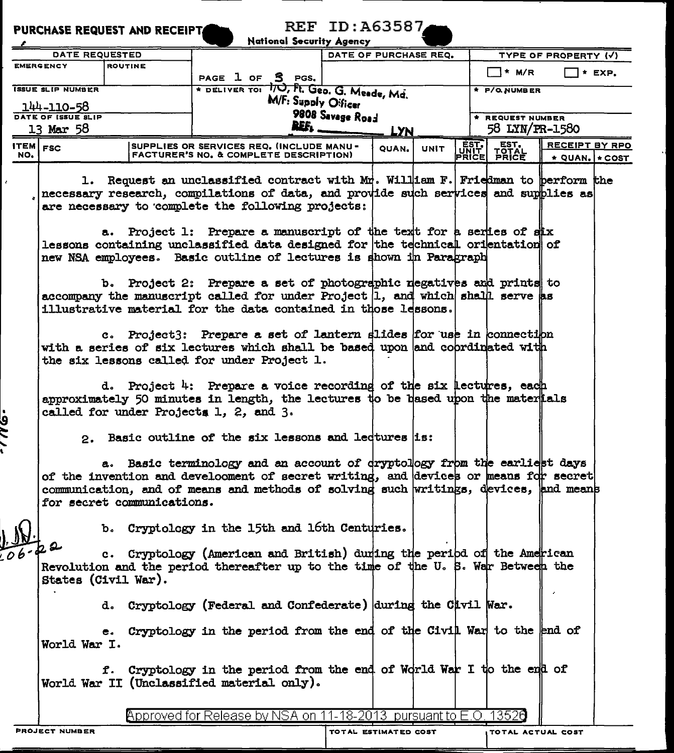**PURCHASE REQUEST AND RECEIPT**

REF ID:A63587

National Security Agency

| DATE REQUESTED | | | DATE OF PURCHASE REQ. | TYPE OF PROPERTY (✓) | |
|---|---|---|---|---|---|
| EMERGENCY | ROUTINE | PAGE 1 OF 3 PGS. | | ☐ * M/R | ☐ * EXP. |
| ISSUE SLIP NUMBER 144-110-58 | | * DELIVER TO: I/O, Ft. Geo. G. Meade, Md. M/F: Supply Officer 9808 Savage Road | | * P/O NUMBER | |
| DATE OF ISSUE SLIP 13 Mar 58 | | REF. ________ LYN | | * REQUEST NUMBER 58 LYN/PR-1580 | |

| ITEM NO. | FSC | SUPPLIES OR SERVICES REQ. (INCLUDE MANUFACTURER'S NO. & COMPLETE DESCRIPTION) | QUAN. | UNIT | EST. UNIT PRICE | EST. TOTAL PRICE | RECEIPT BY RPO * QUAN. | * COST |
|---|---|---|---|---|---|---|---|---|

1. Request an unclassified contract with Mr. William F. Friedman to perform the necessary research, compilations of data, and provide such services and supplies as are necessary to complete the following projects:

a. Project 1: Prepare a manuscript of the text for a series of six lessons containing unclassified data designed for the technical orientation of new NSA employees. Basic outline of lectures is shown in Paragraph

b. Project 2: Prepare a set of photographic negatives and prints to accompany the manuscript called for under Project 1, and which shall serve as illustrative material for the data contained in those lessons.

c. Project3: Prepare a set of lantern slides for use in connection with a series of six lectures which shall be based upon and coordinated with the six lessons called for under Project 1.

d. Project 4: Prepare a voice recording of the six lectures, each approximately 50 minutes in length, the lectures to be based upon the materials called for under Projects 1, 2, and 3.

2. Basic outline of the six lessons and lectures is:

a. Basic terminology and an account of cryptology from the earliest days of the invention and develoooment of secret writing, and devices or means for secret communication, and of means and methods of solving such writings, devices, and means for secret communications.

b. Cryptology in the 15th and 16th Centuries.

c. Cryptology (American and British) during the period of the American Revolution and the period thereafter up to the time of the U. S. War Between the States (Civil War).

d. Cryptology (Federal and Confederate) during the Civil War.

e. Cryptology in the period from the end of the Civil War to the end of World War I.

f. Cryptology in the period from the end of World War I to the end of World War II (Unclassified material only).

Approved for Release by NSA on 11-18-2013 pursuant to E.O. 13526

| PROJECT NUMBER | TOTAL ESTIMATED COST | TOTAL ACTUAL COST |
|---|---|---|
| | | |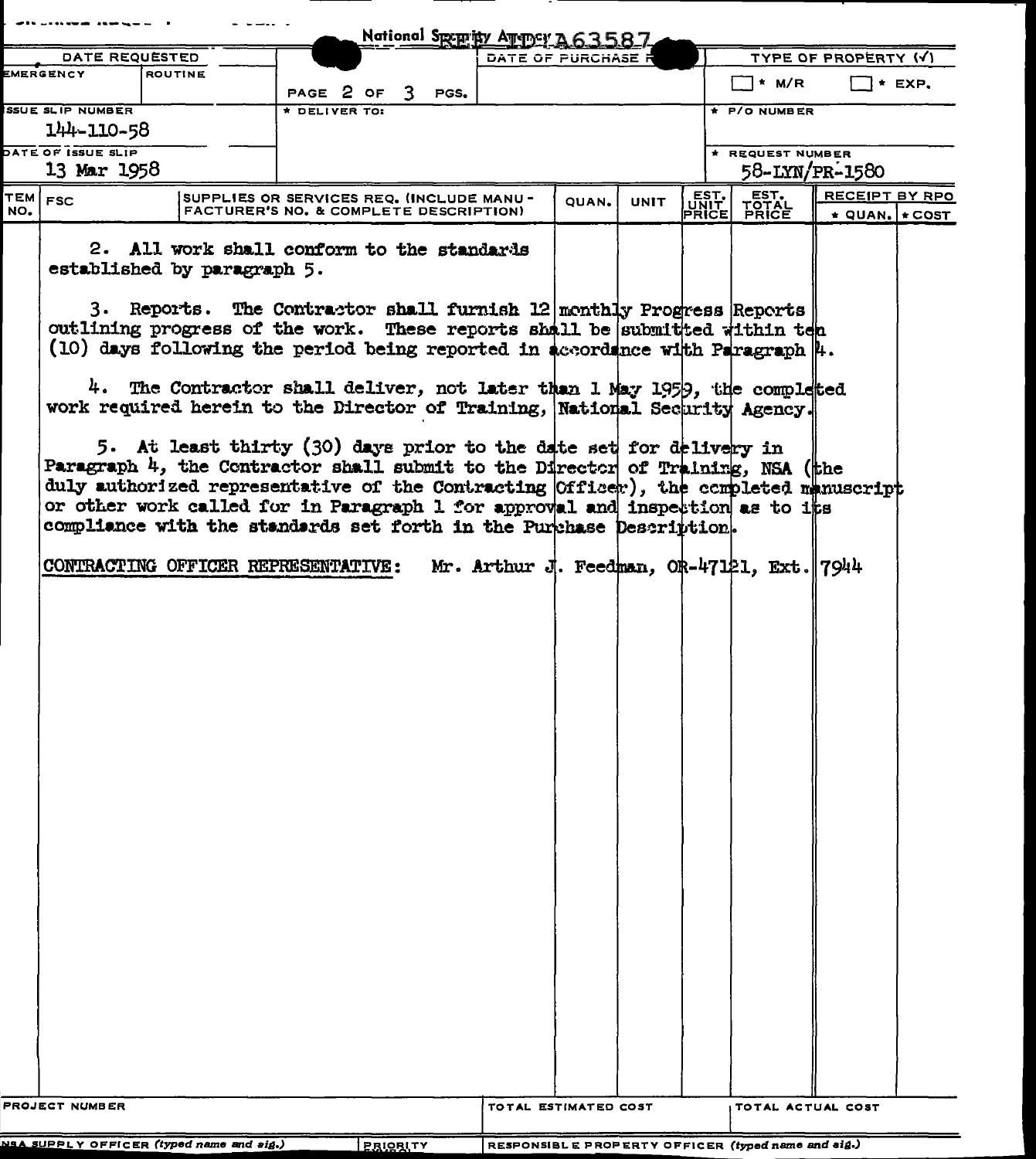National Security Agency REF ID:A63587

| DATE REQUESTED | | | DATE OF PURCHASE R | TYPE OF PROPERTY (✓) |
|---|---|---|---|---|
| EMERGENCY | ROUTINE | PAGE 2 OF 3 PGS. | | ☐ * M/R ☐ * EXP. |
| ISSUE SLIP NUMBER 144-110-58 | | * DELIVER TO: | | * P/O NUMBER |
| DATE OF ISSUE SLIP 13 Mar 1958 | | | | * REQUEST NUMBER 58-LYN/PR-1580 |

| ITEM NO. | FSC | SUPPLIES OR SERVICES REQ. (INCLUDE MANUFACTURER'S NO. & COMPLETE DESCRIPTION) | QUAN. | UNIT | EST. UNIT PRICE | EST. TOTAL PRICE | RECEIPT BY RPO * QUAN. | * COST |
|---|---|---|---|---|---|---|---|---|

2. All work shall conform to the standards established by paragraph 5.

3. Reports. The Contractor shall furnish 12 monthly Progress Reports outlining progress of the work. These reports shall be submitted within ten (10) days following the period being reported in accordance with Paragraph 4.

4. The Contractor shall deliver, not later than 1 May 1959, the completed work required herein to the Director of Training, National Security Agency.

5. At least thirty (30) days prior to the date set for delivery in Paragraph 4, the Contractor shall submit to the Director of Training, NSA (the duly authorized representative of the Contracting Officer), the completed manuscript or other work called for in Paragraph 1 for approval and inspection as to its compliance with the standards set forth in the Purchase Description.

CONTRACTING OFFICER REPRESENTATIVE: Mr. Arthur J. Feedman, OR-47121, Ext. 7944

| PROJECT NUMBER | TOTAL ESTIMATED COST | TOTAL ACTUAL COST |
|---|---|---|
| NSA SUPPLY OFFICER (typed name and sig.) PRIORITY | RESPONSIBLE PROPERTY OFFICER (typed name and sig.) | |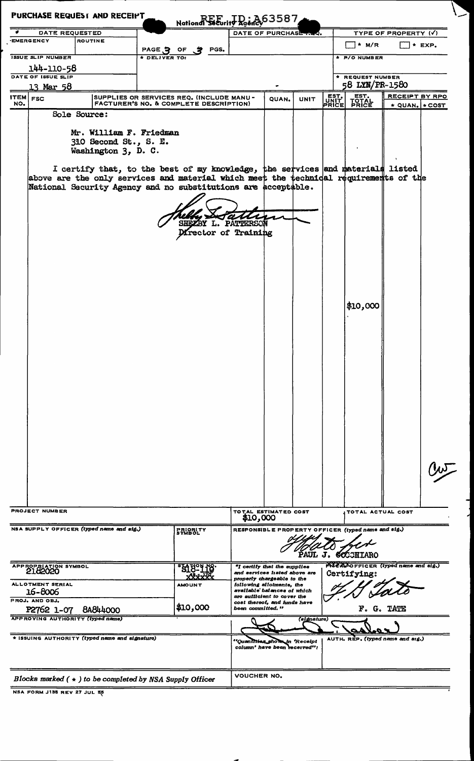PURCHASE REQUEST AND RECEIPT

REF ID:A63587

National Security Agency

| DATE REQUESTED | | | DATE OF PURCHASE REQ. | TYPE OF PROPERTY (✓) |
|---|---|---|---|---|
| EMERGENCY | ROUTINE | PAGE 3 OF 3 PGS. | | ☐ * M/R ☐ * EXP. |
| ISSUE SLIP NUMBER 144-110-58 | | * DELIVER TO: | | * P/O NUMBER |
| DATE OF ISSUE SLIP 13 Mar 58 | | | | * REQUEST NUMBER 58 LYN/PR-1580 |

| ITEM NO. | FSC | SUPPLIES OR SERVICES REQ. (INCLUDE MANUFACTURER'S NO. & COMPLETE DESCRIPTION) | QUAN. | UNIT | EST. UNIT PRICE | EST. TOTAL PRICE | RECEIPT BY RPO * QUAN. | * COST |
|---|---|---|---|---|---|---|---|---|
| | | Sole Source: | | | | | | |
| | | Mr. William F. Friedman<br>310 Second St., S. E.<br>Washington 3, D. C. | | | | | | |
| | | I certify that, to the best of my knowledge, the services and materials listed above are the only services and material which meet the technical requirements of the National Security Agency and no substitutions are acceptable. | | | | | | |
| | | SHELBY L. PATTERSON<br>Director of Training | | | | | | |
| | | | | | | $10,000 | | |

CW

| PROJECT NUMBER | | TOTAL ESTIMATED COST $10,000 | TOTAL ACTUAL COST |
|---|---|---|---|
| NSA SUPPLY OFFICER (typed name and sig.) | PRIORITY SYMBOL | RESPONSIBLE PROPERTY OFFICER (typed name and sig.) PAUL J. COCCHIARO | |
| APPROPRIATION SYMBOL 2182020 | STATION NO. S18-119 | "I certify that the supplies and services listed above are properly chargeable to the following allotments, the available balances of which are sufficient to cover the cost thereof, and funds have been committed." | FISCAL OFFICER (typed name and sig.) Certifying: F. G. TATE |
| ALLOTMENT SERIAL 16-8006 | AMOUNT | | |
| PROJ. AND OBJ. P2762 1-07 8A844000 | $10,000 | | |
| APPROVING AUTHORITY (typed name) | | (signature) | |
| * ISSUING AUTHORITY (typed name and signature) | | "Quantities shown in 'Receipt column' have been received": | AUTH. REP. (typed name and sig.) |
| *Blocks marked ( * ) to be completed by NSA Supply Officer* | | VOUCHER NO. | |

NSA FORM J138 REV 27 JUL 55